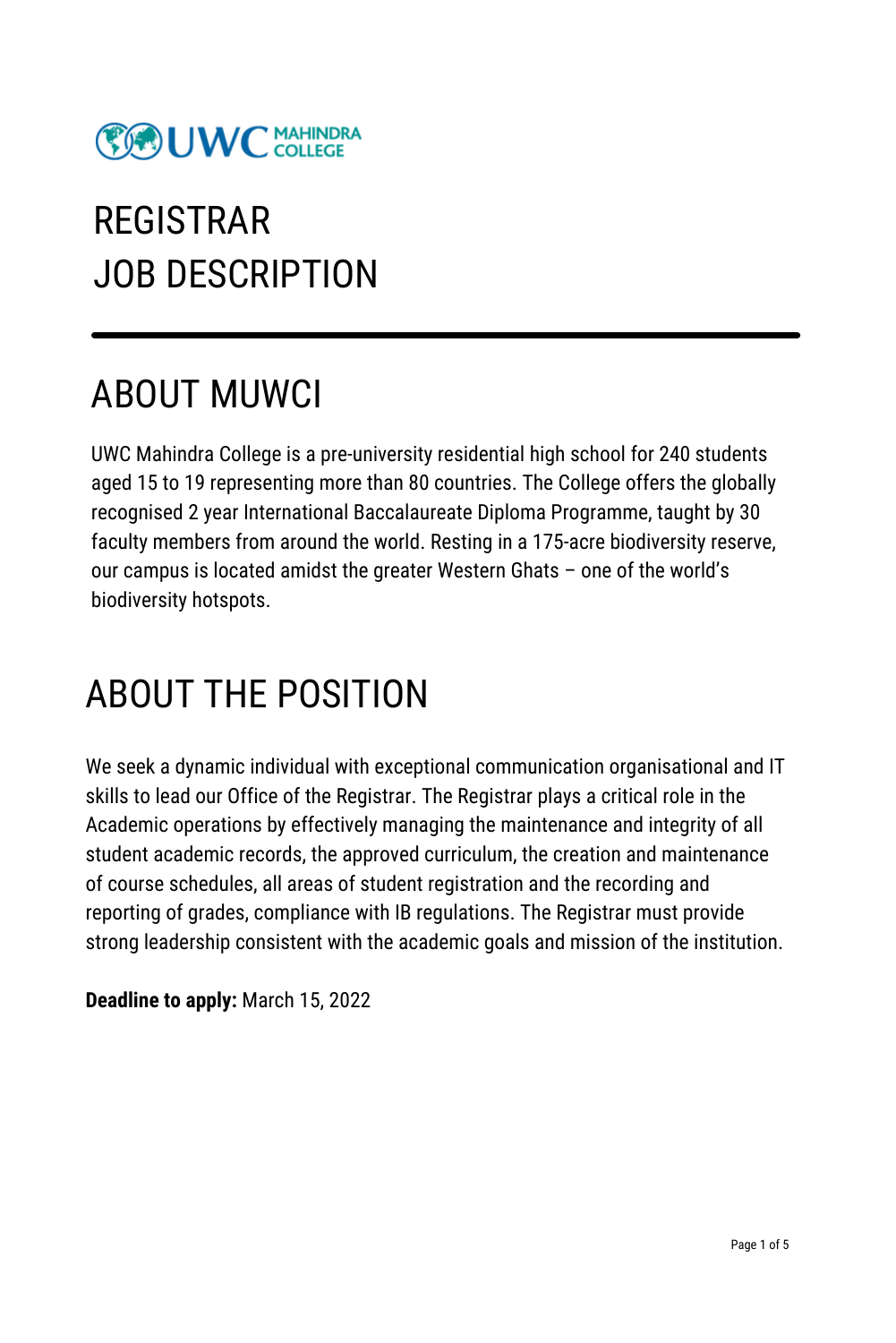# REGISTRAR
# JOB DESCRIPTION

## ABOUT MUWCI

UWC Mahindra College is a pre-university residential high school for 240 students aged 15 to 19 representing more than 80 countries. The College offers the globally recognised 2 year International Baccalaureate Diploma Programme, taught by 30 faculty members from around the world. Resting in a 175-acre biodiversity reserve, our campus is located amidst the greater Western Ghats – one of the world's biodiversity hotspots.

## ABOUT THE POSITION

We seek a dynamic individual with exceptional communication organisational and IT skills to lead our Office of the Registrar. The Registrar plays a critical role in the Academic operations by effectively managing the maintenance and integrity of all student academic records, the approved curriculum, the creation and maintenance of course schedules, all areas of student registration and the recording and reporting of grades, compliance with IB regulations. The Registrar must provide strong leadership consistent with the academic goals and mission of the institution.

**Deadline to apply:** March 15, 2022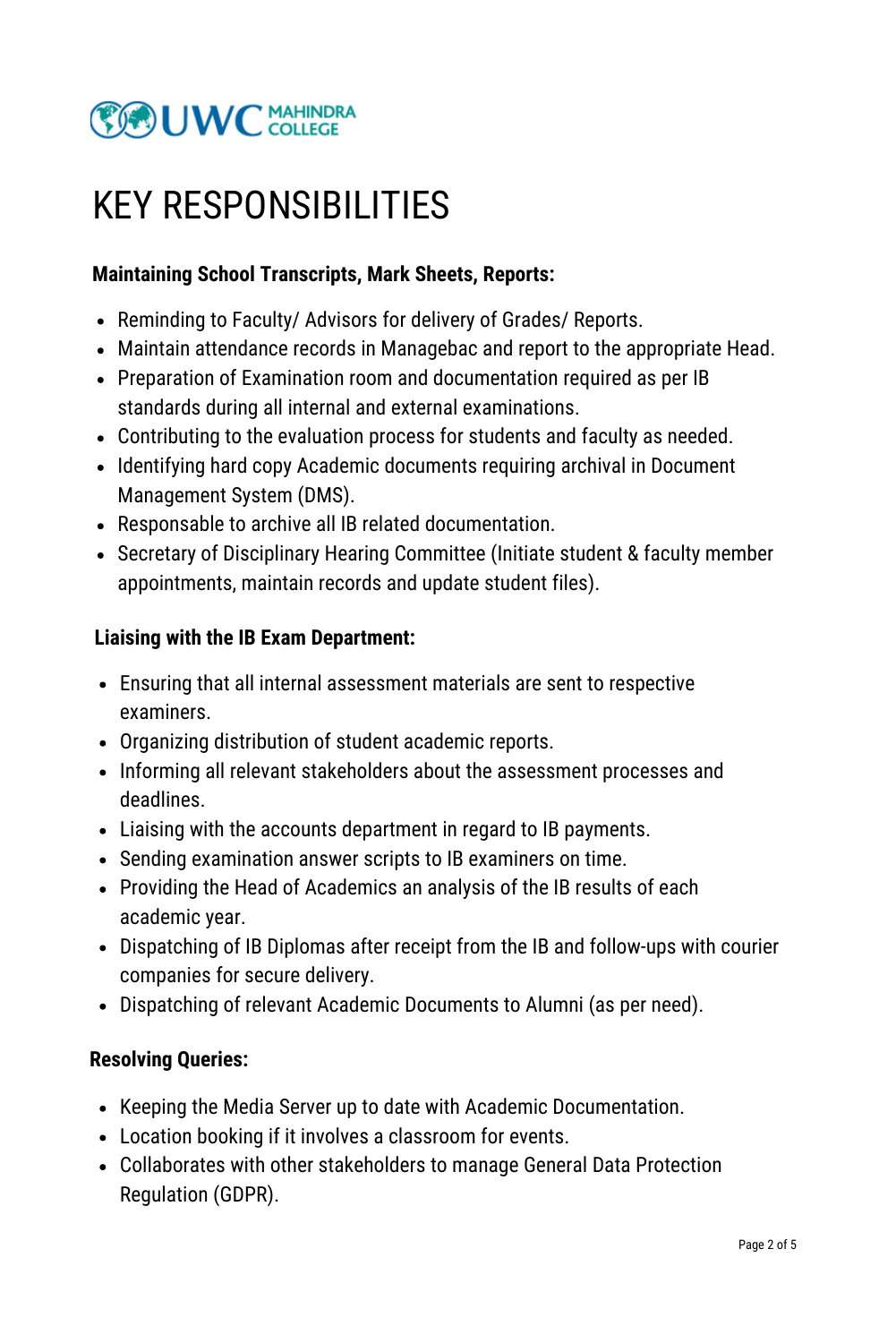# KEY RESPONSIBILITIES

**Maintaining School Transcripts, Mark Sheets, Reports:**

- Reminding to Faculty/ Advisors for delivery of Grades/ Reports.
- Maintain attendance records in Managebac and report to the appropriate Head.
- Preparation of Examination room and documentation required as per IB standards during all internal and external examinations.
- Contributing to the evaluation process for students and faculty as needed.
- Identifying hard copy Academic documents requiring archival in Document Management System (DMS).
- Responsable to archive all IB related documentation.
- Secretary of Disciplinary Hearing Committee (Initiate student & faculty member appointments, maintain records and update student files).

**Liaising with the IB Exam Department:**

- Ensuring that all internal assessment materials are sent to respective examiners.
- Organizing distribution of student academic reports.
- Informing all relevant stakeholders about the assessment processes and deadlines.
- Liaising with the accounts department in regard to IB payments.
- Sending examination answer scripts to IB examiners on time.
- Providing the Head of Academics an analysis of the IB results of each academic year.
- Dispatching of IB Diplomas after receipt from the IB and follow-ups with courier companies for secure delivery.
- Dispatching of relevant Academic Documents to Alumni (as per need).

**Resolving Queries:**

- Keeping the Media Server up to date with Academic Documentation.
- Location booking if it involves a classroom for events.
- Collaborates with other stakeholders to manage General Data Protection Regulation (GDPR).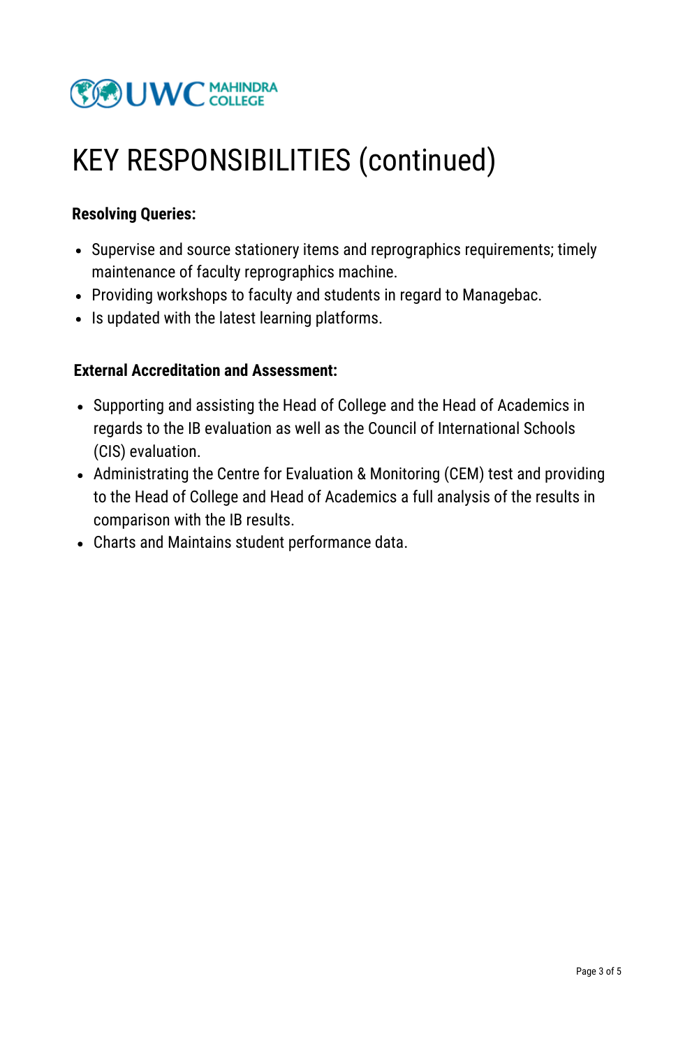# KEY RESPONSIBILITIES (continued)

**Resolving Queries:**

- Supervise and source stationery items and reprographics requirements; timely maintenance of faculty reprographics machine.
- Providing workshops to faculty and students in regard to Managebac.
- Is updated with the latest learning platforms.

**External Accreditation and Assessment:**

- Supporting and assisting the Head of College and the Head of Academics in regards to the IB evaluation as well as the Council of International Schools (CIS) evaluation.
- Administrating the Centre for Evaluation & Monitoring (CEM) test and providing to the Head of College and Head of Academics a full analysis of the results in comparison with the IB results.
- Charts and Maintains student performance data.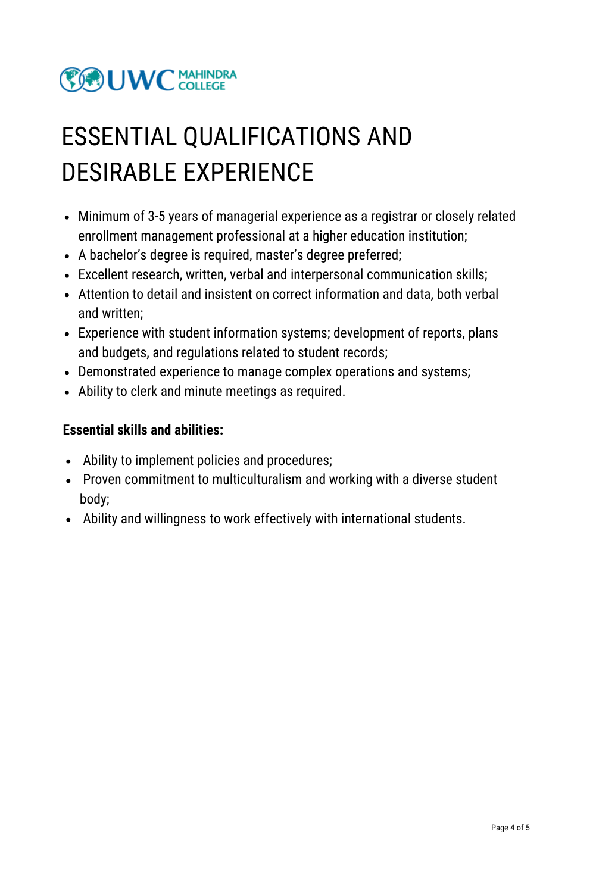# ESSENTIAL QUALIFICATIONS AND DESIRABLE EXPERIENCE

- Minimum of 3-5 years of managerial experience as a registrar or closely related enrollment management professional at a higher education institution;
- A bachelor's degree is required, master's degree preferred;
- Excellent research, written, verbal and interpersonal communication skills;
- Attention to detail and insistent on correct information and data, both verbal and written;
- Experience with student information systems; development of reports, plans and budgets, and regulations related to student records;
- Demonstrated experience to manage complex operations and systems;
- Ability to clerk and minute meetings as required.

**Essential skills and abilities:**

- Ability to implement policies and procedures;
- Proven commitment to multiculturalism and working with a diverse student body;
- Ability and willingness to work effectively with international students.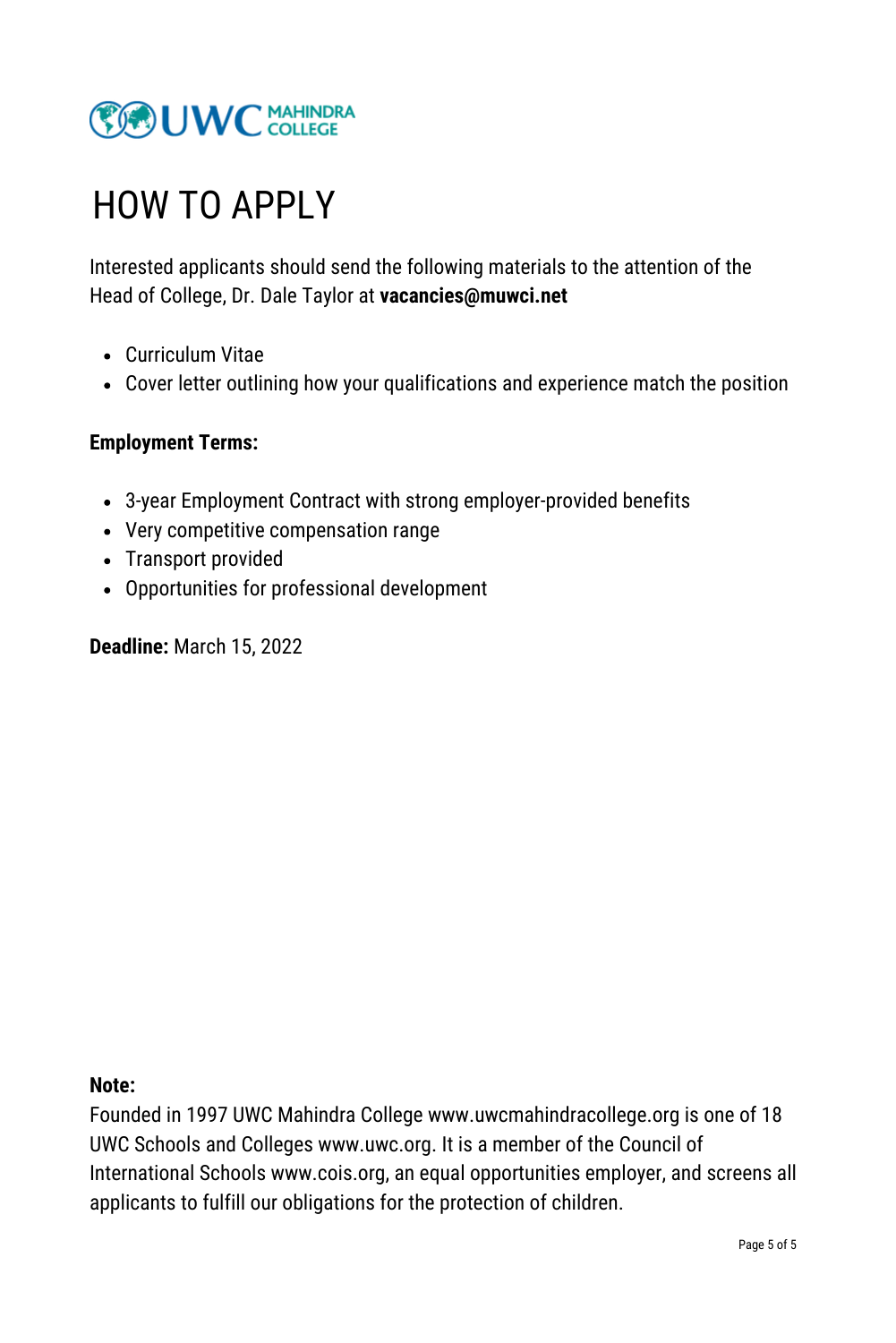# HOW TO APPLY

Interested applicants should send the following materials to the attention of the Head of College, Dr. Dale Taylor at **vacancies@muwci.net**

- Curriculum Vitae
- Cover letter outlining how your qualifications and experience match the position

**Employment Terms:**

- 3-year Employment Contract with strong employer-provided benefits
- Very competitive compensation range
- Transport provided
- Opportunities for professional development

**Deadline:** March 15, 2022

**Note:**
Founded in 1997 UWC Mahindra College www.uwcmahindracollege.org is one of 18 UWC Schools and Colleges www.uwc.org. It is a member of the Council of International Schools www.cois.org, an equal opportunities employer, and screens all applicants to fulfill our obligations for the protection of children.